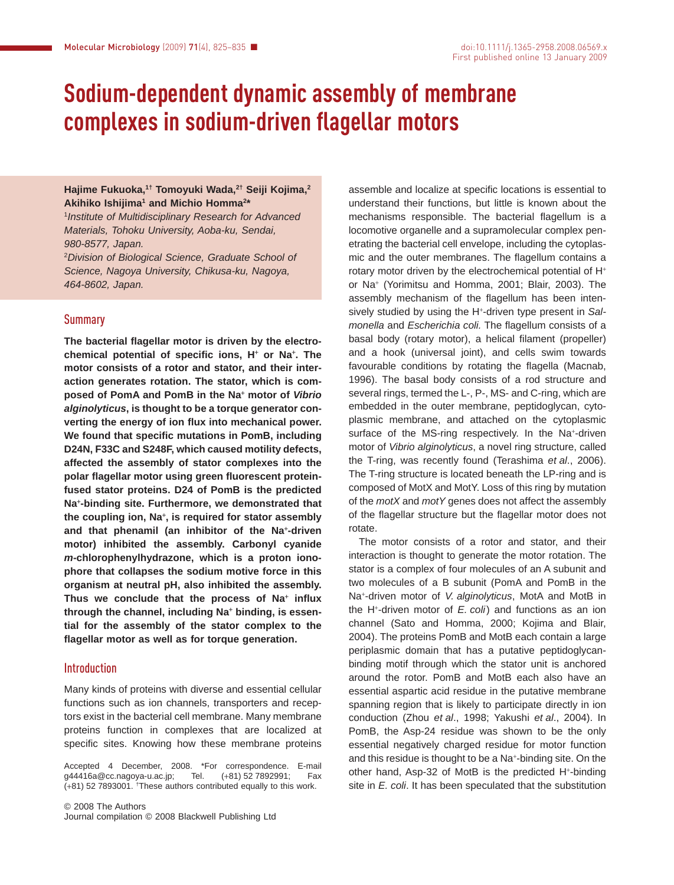# Sodium-dependent dynamic assembly of membrane complexes in sodium-driven flagellar motors

**Hajime Fukuoka,[1†] Tomoyuki Wada,[2†] Seiji Kojima,[2] Akihiko Ishijima[1] and Michio Homma[2*]**

[1]*Institute of Multidisciplinary Research for Advanced Materials, Tohoku University, Aoba-ku, Sendai, 980-8577, Japan.*

[2]*Division of Biological Science, Graduate School of Science, Nagoya University, Chikusa-ku, Nagoya, 464-8602, Japan.*

## Summary

**The bacterial flagellar motor is driven by the electrochemical potential of specific ions, $H^+$ or $Na^+$. The motor consists of a rotor and stator, and their interaction generates rotation. The stator, which is composed of PomA and PomB in the $Na^+$ motor of *Vibrio alginolyticus*, is thought to be a torque generator converting the energy of ion flux into mechanical power. We found that specific mutations in PomB, including D24N, F33C and S248F, which caused motility defects, affected the assembly of stator complexes into the polar flagellar motor using green fluorescent protein-fused stator proteins. D24 of PomB is the predicted $Na^+$-binding site. Furthermore, we demonstrated that the coupling ion, $Na^+$, is required for stator assembly and that phenamil (an inhibitor of the $Na^+$-driven motor) inhibited the assembly. Carbonyl cyanide *m*-chlorophenylhydrazone, which is a proton ionophore that collapses the sodium motive force in this organism at neutral pH, also inhibited the assembly. Thus we conclude that the process of $Na^+$ influx through the channel, including $Na^+$ binding, is essential for the assembly of the stator complex to the flagellar motor as well as for torque generation.**

## Introduction

Many kinds of proteins with diverse and essential cellular functions such as ion channels, transporters and receptors exist in the bacterial cell membrane. Many membrane proteins function in complexes that are localized at specific sites. Knowing how these membrane proteins assemble and localize at specific locations is essential to understand their functions, but little is known about the mechanisms responsible. The bacterial flagellum is a locomotive organelle and a supramolecular complex penetrating the bacterial cell envelope, including the cytoplasmic and the outer membranes. The flagellum contains a rotary motor driven by the electrochemical potential of $H^+$ or $Na^+$ (Yorimitsu and Homma, 2001; Blair, 2003). The assembly mechanism of the flagellum has been intensively studied by using the $H^+$-driven type present in *Salmonella* and *Escherichia coli.* The flagellum consists of a basal body (rotary motor), a helical filament (propeller) and a hook (universal joint), and cells swim towards favourable conditions by rotating the flagella (Macnab, 1996). The basal body consists of a rod structure and several rings, termed the L-, P-, MS- and C-ring, which are embedded in the outer membrane, peptidoglycan, cytoplasmic membrane, and attached on the cytoplasmic surface of the MS-ring respectively. In the $Na^+$-driven motor of *Vibrio alginolyticus*, a novel ring structure, called the T-ring, was recently found (Terashima *et al*., 2006). The T-ring structure is located beneath the LP-ring and is composed of MotX and MotY. Loss of this ring by mutation of the *motX* and *motY* genes does not affect the assembly of the flagellar structure but the flagellar motor does not rotate.

The motor consists of a rotor and stator, and their interaction is thought to generate the motor rotation. The stator is a complex of four molecules of an A subunit and two molecules of a B subunit (PomA and PomB in the $Na^+$-driven motor of *V. alginolyticus*, MotA and MotB in the $H^+$-driven motor of *E. coli*) and functions as an ion channel (Sato and Homma, 2000; Kojima and Blair, 2004). The proteins PomB and MotB each contain a large periplasmic domain that has a putative peptidoglycan-binding motif through which the stator unit is anchored around the rotor. PomB and MotB each also have an essential aspartic acid residue in the putative membrane spanning region that is likely to participate directly in ion conduction (Zhou *et al*., 1998; Yakushi *et al*., 2004). In PomB, the Asp-24 residue was shown to be the only essential negatively charged residue for motor function and this residue is thought to be a $Na^+$-binding site. On the other hand, Asp-32 of MotB is the predicted $H^+$-binding site in *E. coli*. It has been speculated that the substitution

Accepted 4 December, 2008. *For correspondence. E-mail g44416a@cc.nagoya-u.ac.jp; Tel. (+81) 52 7892991; Fax (+81) 52 7893001. †These authors contributed equally to this work.

© 2008 The Authors
Journal compilation © 2008 Blackwell Publishing Ltd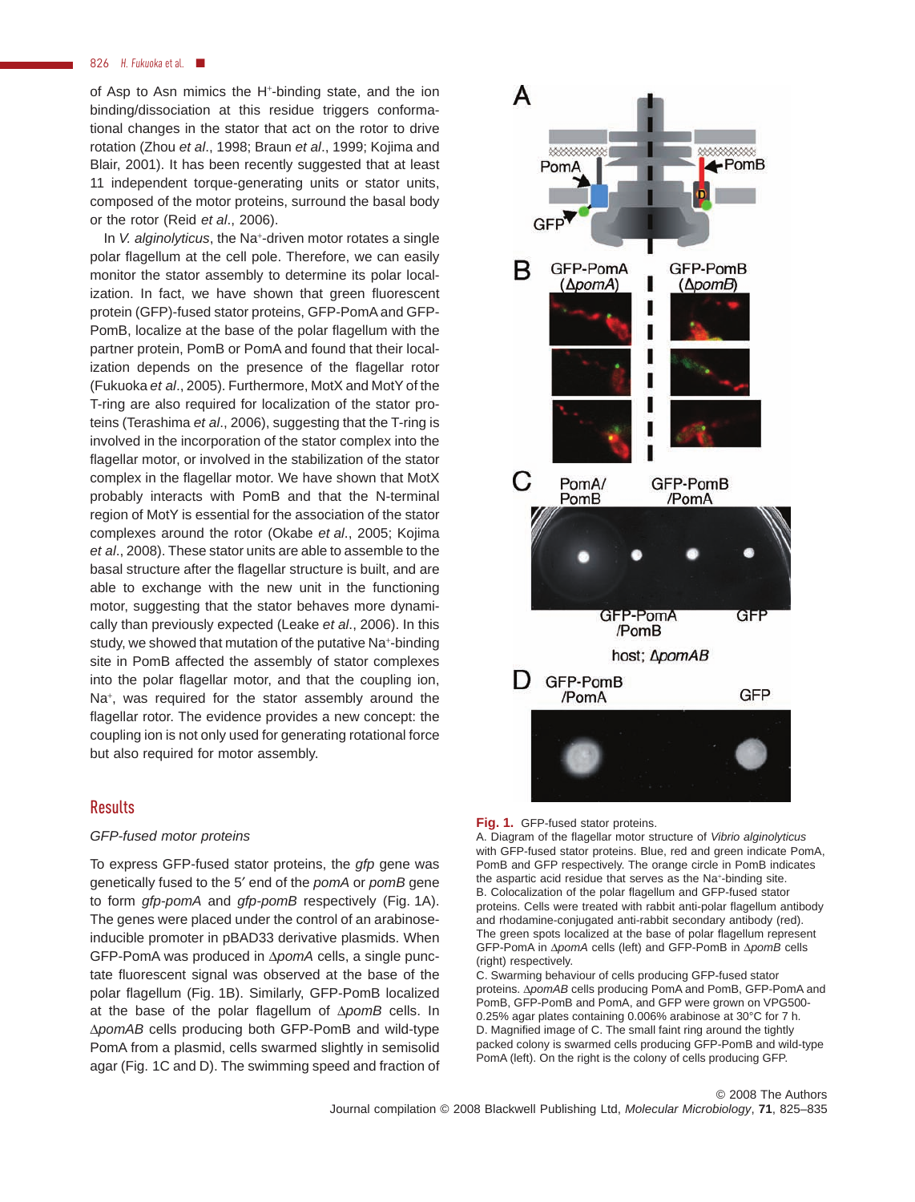of Asp to Asn mimics the $H^+$-binding state, and the ion binding/dissociation at this residue triggers conformational changes in the stator that act on the rotor to drive rotation (Zhou *et al*., 1998; Braun *et al*., 1999; Kojima and Blair, 2001). It has been recently suggested that at least 11 independent torque-generating units or stator units, composed of the motor proteins, surround the basal body or the rotor (Reid *et al*., 2006).

In *V. alginolyticus*, the $Na^+$-driven motor rotates a single polar flagellum at the cell pole. Therefore, we can easily monitor the stator assembly to determine its polar localization. In fact, we have shown that green fluorescent protein (GFP)-fused stator proteins, GFP-PomA and GFP-PomB, localize at the base of the polar flagellum with the partner protein, PomB or PomA and found that their localization depends on the presence of the flagellar rotor (Fukuoka *et al*., 2005). Furthermore, MotX and MotY of the T-ring are also required for localization of the stator proteins (Terashima *et al*., 2006), suggesting that the T-ring is involved in the incorporation of the stator complex into the flagellar motor, or involved in the stabilization of the stator complex in the flagellar motor. We have shown that MotX probably interacts with PomB and that the N-terminal region of MotY is essential for the association of the stator complexes around the rotor (Okabe *et al*., 2005; Kojima *et al*., 2008). These stator units are able to assemble to the basal structure after the flagellar structure is built, and are able to exchange with the new unit in the functioning motor, suggesting that the stator behaves more dynamically than previously expected (Leake *et al*., 2006). In this study, we showed that mutation of the putative $Na^+$-binding site in PomB affected the assembly of stator complexes into the polar flagellar motor, and that the coupling ion, $Na^+$, was required for the stator assembly around the flagellar rotor. The evidence provides a new concept: the coupling ion is not only used for generating rotational force but also required for motor assembly.

## Results

### *GFP-fused motor proteins*

To express GFP-fused stator proteins, the *gfp* gene was genetically fused to the 5′ end of the *pomA* or *pomB* gene to form *gfp-pomA* and *gfp-pomB* respectively (Fig. 1A). The genes were placed under the control of an arabinose-inducible promoter in pBAD33 derivative plasmids. When GFP-PomA was produced in Δ*pomA* cells, a single punctate fluorescent signal was observed at the base of the polar flagellum (Fig. 1B). Similarly, GFP-PomB localized at the base of the polar flagellum of Δ*pomB* cells. In Δ*pomAB* cells producing both GFP-PomB and wild-type PomA from a plasmid, cells swarmed slightly in semisolid agar (Fig. 1C and D). The swimming speed and fraction of

**Fig. 1.** GFP-fused stator proteins.
A. Diagram of the flagellar motor structure of *Vibrio alginolyticus* with GFP-fused stator proteins. Blue, red and green indicate PomA, PomB and GFP respectively. The orange circle in PomB indicates the aspartic acid residue that serves as the $Na^+$-binding site.
B. Colocalization of the polar flagellum and GFP-fused stator proteins. Cells were treated with rabbit anti-polar flagellum antibody and rhodamine-conjugated anti-rabbit secondary antibody (red). The green spots localized at the base of polar flagellum represent GFP-PomA in Δ*pomA* cells (left) and GFP-PomB in Δ*pomB* cells (right) respectively.
C. Swarming behaviour of cells producing GFP-fused stator proteins. Δ*pomAB* cells producing PomA and PomB, GFP-PomA and PomB, GFP-PomB and PomA, and GFP were grown on VPG500-0.25% agar plates containing 0.006% arabinose at 30°C for 7 h.
D. Magnified image of C. The small faint ring around the tightly packed colony is swarmed cells producing GFP-PomB and wild-type PomA (left). On the right is the colony of cells producing GFP.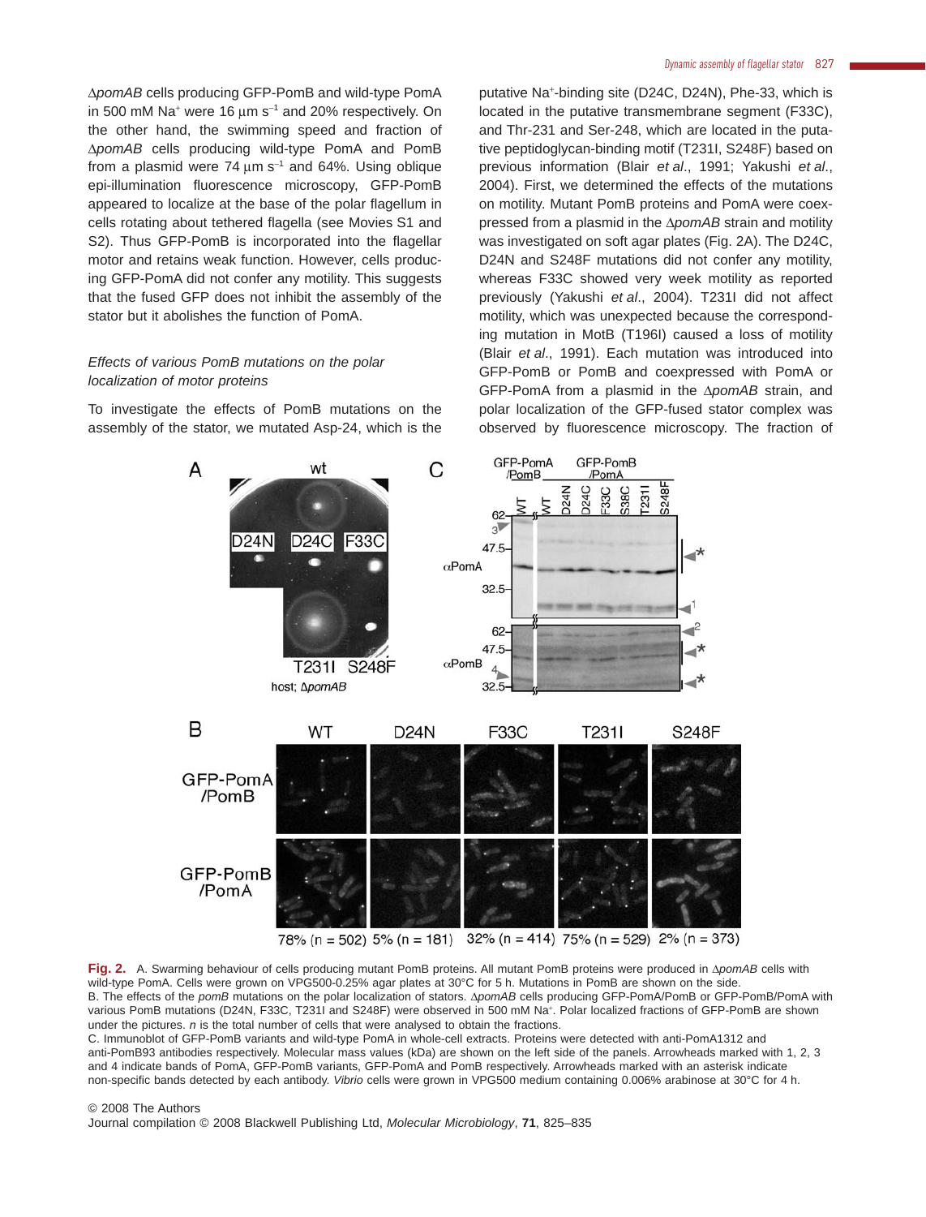Δ*pomAB* cells producing GFP-PomB and wild-type PomA in 500 mM $Na^+$ were 16 μm $s^{-1}$ and 20% respectively. On the other hand, the swimming speed and fraction of Δ*pomAB* cells producing wild-type PomA and PomB from a plasmid were 74 μm $s^{-1}$ and 64%. Using oblique epi-illumination fluorescence microscopy, GFP-PomB appeared to localize at the base of the polar flagellum in cells rotating about tethered flagella (see Movies S1 and S2). Thus GFP-PomB is incorporated into the flagellar motor and retains weak function. However, cells producing GFP-PomA did not confer any motility. This suggests that the fused GFP does not inhibit the assembly of the stator but it abolishes the function of PomA.

### *Effects of various PomB mutations on the polar localization of motor proteins*

To investigate the effects of PomB mutations on the assembly of the stator, we mutated Asp-24, which is the putative $Na^+$-binding site (D24C, D24N), Phe-33, which is located in the putative transmembrane segment (F33C), and Thr-231 and Ser-248, which are located in the putative peptidoglycan-binding motif (T231I, S248F) based on previous information (Blair *et al*., 1991; Yakushi *et al*., 2004). First, we determined the effects of the mutations on motility. Mutant PomB proteins and PomA were coexpressed from a plasmid in the Δ*pomAB* strain and motility was investigated on soft agar plates (Fig. 2A). The D24C, D24N and S248F mutations did not confer any motility, whereas F33C showed very week motility as reported previously (Yakushi *et al*., 2004). T231I did not affect motility, which was unexpected because the corresponding mutation in MotB (T196I) caused a loss of motility (Blair *et al*., 1991). Each mutation was introduced into GFP-PomB or PomB and coexpressed with PomA or GFP-PomA from a plasmid in the Δ*pomAB* strain, and polar localization of the GFP-fused stator complex was observed by fluorescence microscopy. The fraction of

**Fig. 2.** A. Swarming behaviour of cells producing mutant PomB proteins. All mutant PomB proteins were produced in Δ*pomAB* cells with wild-type PomA. Cells were grown on VPG500-0.25% agar plates at 30°C for 5 h. Mutations in PomB are shown on the side.
B. The effects of the *pomB* mutations on the polar localization of stators. Δ*pomAB* cells producing GFP-PomA/PomB or GFP-PomB/PomA with various PomB mutations (D24N, F33C, T231I and S248F) were observed in 500 mM $Na^+$. Polar localized fractions of GFP-PomB are shown under the pictures. *n* is the total number of cells that were analysed to obtain the fractions.
C. Immunoblot of GFP-PomB variants and wild-type PomA in whole-cell extracts. Proteins were detected with anti-PomA1312 and anti-PomB93 antibodies respectively. Molecular mass values (kDa) are shown on the left side of the panels. Arrowheads marked with 1, 2, 3 and 4 indicate bands of PomA, GFP-PomB variants, GFP-PomA and PomB respectively. Arrowheads marked with an asterisk indicate non-specific bands detected by each antibody. *Vibrio* cells were grown in VPG500 medium containing 0.006% arabinose at 30°C for 4 h.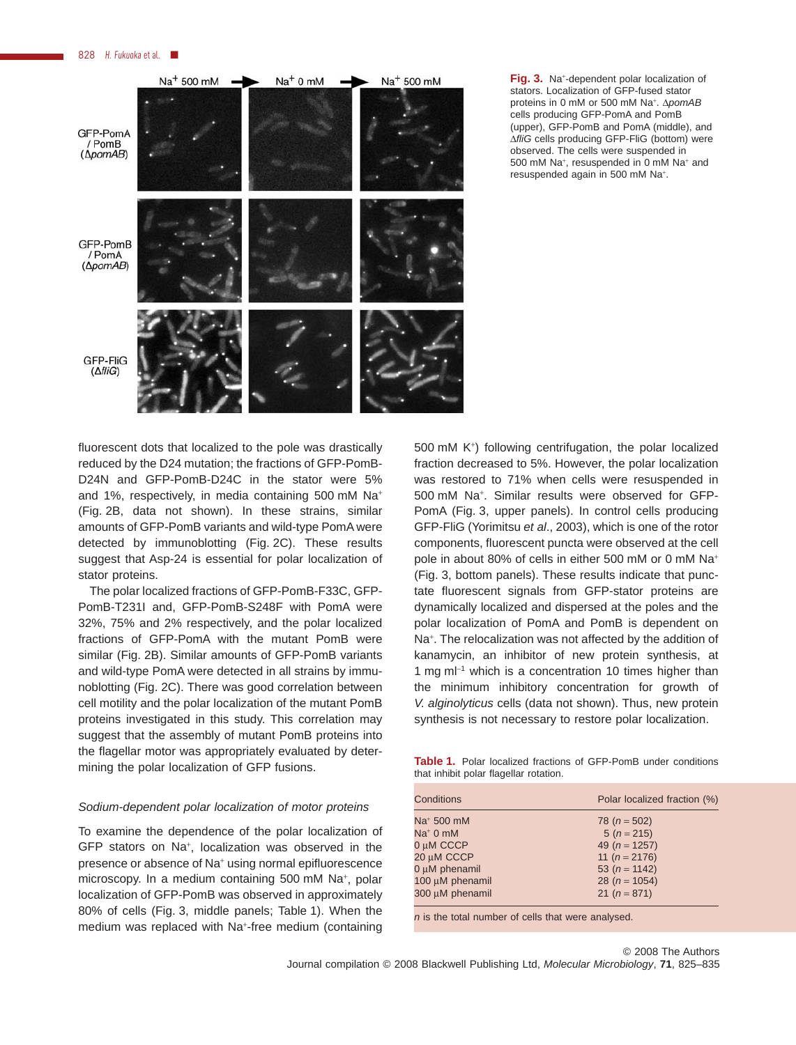Fig. 3. $Na^+$-dependent polar localization of stators. Localization of GFP-fused stator proteins in 0 mM or 500 mM $Na^+$. Δ*pomAB* cells producing GFP-PomA and PomB (upper), GFP-PomB and PomA (middle), and Δ*fliG* cells producing GFP-FliG (bottom) were observed. The cells were suspended in 500 mM $Na^+$, resuspended in 0 mM $Na^+$ and resuspended again in 500 mM $Na^+$.

fluorescent dots that localized to the pole was drastically reduced by the D24 mutation; the fractions of GFP-PomB-D24N and GFP-PomB-D24C in the stator were 5% and 1%, respectively, in media containing 500 mM $Na^+$ (Fig. 2B, data not shown). In these strains, similar amounts of GFP-PomB variants and wild-type PomA were detected by immunoblotting (Fig. 2C). These results suggest that Asp-24 is essential for polar localization of stator proteins.

The polar localized fractions of GFP-PomB-F33C, GFP-PomB-T231I and, GFP-PomB-S248F with PomA were 32%, 75% and 2% respectively, and the polar localized fractions of GFP-PomA with the mutant PomB were similar (Fig. 2B). Similar amounts of GFP-PomB variants and wild-type PomA were detected in all strains by immunoblotting (Fig. 2C). There was good correlation between cell motility and the polar localization of the mutant PomB proteins investigated in this study. This correlation may suggest that the assembly of mutant PomB proteins into the flagellar motor was appropriately evaluated by determining the polar localization of GFP fusions.

*Sodium-dependent polar localization of motor proteins*

To examine the dependence of the polar localization of GFP stators on $Na^+$, localization was observed in the presence or absence of $Na^+$ using normal epifluorescence microscopy. In a medium containing 500 mM $Na^+$, polar localization of GFP-PomB was observed in approximately 80% of cells (Fig. 3, middle panels; Table 1). When the medium was replaced with $Na^+$-free medium (containing 500 mM $K^+$) following centrifugation, the polar localized fraction decreased to 5%. However, the polar localization was restored to 71% when cells were resuspended in 500 mM $Na^+$. Similar results were observed for GFP-PomA (Fig. 3, upper panels). In control cells producing GFP-FliG (Yorimitsu *et al*., 2003), which is one of the rotor components, fluorescent puncta were observed at the cell pole in about 80% of cells in either 500 mM or 0 mM $Na^+$ (Fig. 3, bottom panels). These results indicate that punctate fluorescent signals from GFP-stator proteins are dynamically localized and dispersed at the poles and the polar localization of PomA and PomB is dependent on $Na^+$. The relocalization was not affected by the addition of kanamycin, an inhibitor of new protein synthesis, at 1 mg $ml^{-1}$ which is a concentration 10 times higher than the minimum inhibitory concentration for growth of *V. alginolyticus* cells (data not shown). Thus, new protein synthesis is not necessary to restore polar localization.

**Table 1.** Polar localized fractions of GFP-PomB under conditions that inhibit polar flagellar rotation.

| Conditions | Polar localized fraction (%) |
|---|---|
| $Na^+$ 500 mM | 78 (*n* = 502) |
| $Na^+$ 0 mM | 5 (*n* = 215) |
| 0 μM CCCP | 49 (*n* = 1257) |
| 20 μM CCCP | 11 (*n* = 2176) |
| 0 μM phenamil | 53 (*n* = 1142) |
| 100 μM phenamil | 28 (*n* = 1054) |
| 300 μM phenamil | 21 (*n* = 871) |

*n* is the total number of cells that were analysed.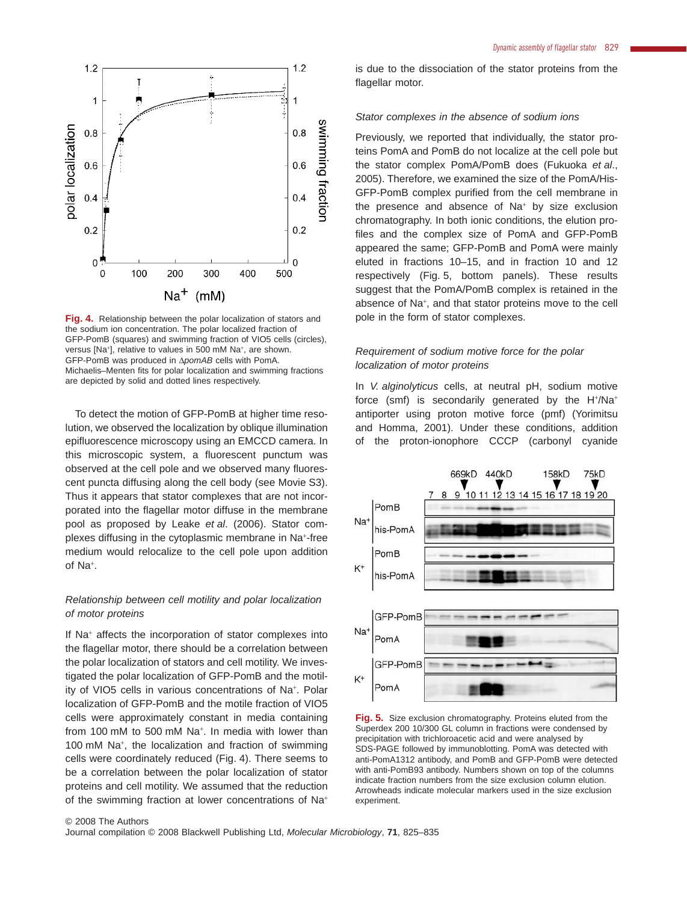Fig. 4. Relationship between the polar localization of stators and the sodium ion concentration. The polar localized fraction of GFP-PomB (squares) and swimming fraction of VIO5 cells (circles), versus [Na+], relative to values in 500 mM Na+, are shown. GFP-PomB was produced in Δ*pomAB* cells with PomA. Michaelis–Menten fits for polar localization and swimming fractions are depicted by solid and dotted lines respectively.

To detect the motion of GFP-PomB at higher time resolution, we observed the localization by oblique illumination epifluorescence microscopy using an EMCCD camera. In this microscopic system, a fluorescent punctum was observed at the cell pole and we observed many fluorescent puncta diffusing along the cell body (see Movie S3). Thus it appears that stator complexes that are not incorporated into the flagellar motor diffuse in the membrane pool as proposed by Leake *et al*. (2006). Stator complexes diffusing in the cytoplasmic membrane in Na+-free medium would relocalize to the cell pole upon addition of Na+.

*Relationship between cell motility and polar localization of motor proteins*

If Na+ affects the incorporation of stator complexes into the flagellar motor, there should be a correlation between the polar localization of stators and cell motility. We investigated the polar localization of GFP-PomB and the motility of VIO5 cells in various concentrations of Na+. Polar localization of GFP-PomB and the motile fraction of VIO5 cells were approximately constant in media containing from 100 mM to 500 mM Na+. In media with lower than 100 mM Na+, the localization and fraction of swimming cells were coordinately reduced (Fig. 4). There seems to be a correlation between the polar localization of stator proteins and cell motility. We assumed that the reduction of the swimming fraction at lower concentrations of Na+ is due to the dissociation of the stator proteins from the flagellar motor.

*Stator complexes in the absence of sodium ions*

Previously, we reported that individually, the stator proteins PomA and PomB do not localize at the cell pole but the stator complex PomA/PomB does (Fukuoka *et al*., 2005). Therefore, we examined the size of the PomA/His-GFP-PomB complex purified from the cell membrane in the presence and absence of Na+ by size exclusion chromatography. In both ionic conditions, the elution profiles and the complex size of PomA and GFP-PomB appeared the same; GFP-PomB and PomA were mainly eluted in fractions 10–15, and in fraction 10 and 12 respectively (Fig. 5, bottom panels). These results suggest that the PomA/PomB complex is retained in the absence of Na+, and that stator proteins move to the cell pole in the form of stator complexes.

*Requirement of sodium motive force for the polar localization of motor proteins*

In *V. alginolyticus* cells, at neutral pH, sodium motive force (smf) is secondarily generated by the H+/Na+ antiporter using proton motive force (pmf) (Yorimitsu and Homma, 2001). Under these conditions, addition of the proton-ionophore CCCP (carbonyl cyanide

Fig. 5. Size exclusion chromatography. Proteins eluted from the Superdex 200 10/300 GL column in fractions were condensed by precipitation with trichloroacetic acid and were analysed by SDS-PAGE followed by immunoblotting. PomA was detected with anti-PomA1312 antibody, and PomB and GFP-PomB were detected with anti-PomB93 antibody. Numbers shown on top of the columns indicate fraction numbers from the size exclusion column elution. Arrowheads indicate molecular markers used in the size exclusion experiment.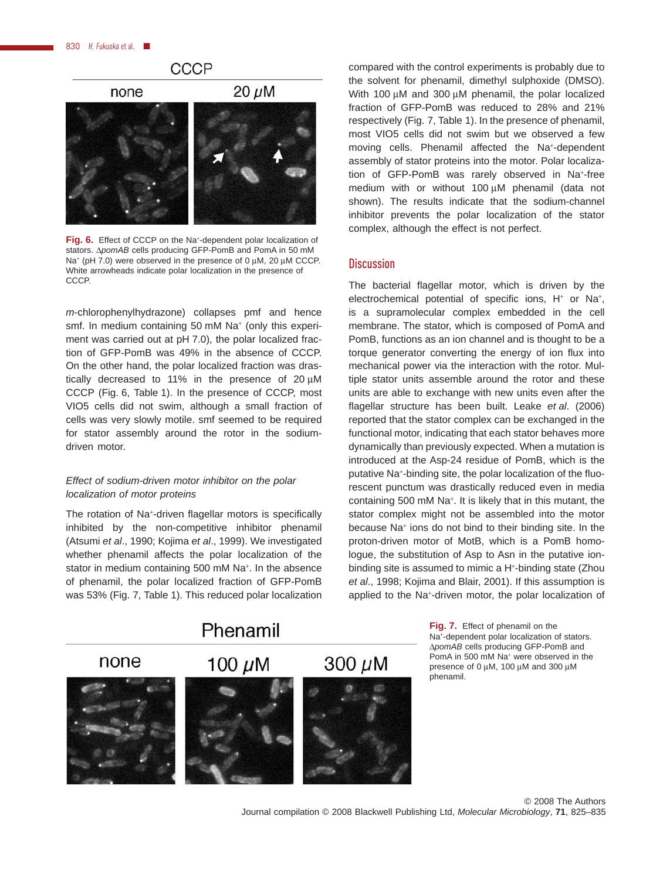Fig. 6. Effect of CCCP on the Na$^+$-dependent polar localization of stators. Δ*pomAB* cells producing GFP-PomB and PomA in 50 mM Na$^+$ (pH 7.0) were observed in the presence of 0 μM, 20 μM CCCP. White arrowheads indicate polar localization in the presence of CCCP.

*m*-chlorophenylhydrazone) collapses pmf and hence smf. In medium containing 50 mM Na$^+$ (only this experiment was carried out at pH 7.0), the polar localized fraction of GFP-PomB was 49% in the absence of CCCP. On the other hand, the polar localized fraction was drastically decreased to 11% in the presence of 20 μM CCCP (Fig. 6, Table 1). In the presence of CCCP, most VIO5 cells did not swim, although a small fraction of cells was very slowly motile. smf seemed to be required for stator assembly around the rotor in the sodium-driven motor.

### *Effect of sodium-driven motor inhibitor on the polar localization of motor proteins*

The rotation of Na$^+$-driven flagellar motors is specifically inhibited by the non-competitive inhibitor phenamil (Atsumi *et al*., 1990; Kojima *et al*., 1999). We investigated whether phenamil affects the polar localization of the stator in medium containing 500 mM Na$^+$. In the absence of phenamil, the polar localized fraction of GFP-PomB was 53% (Fig. 7, Table 1). This reduced polar localization compared with the control experiments is probably due to the solvent for phenamil, dimethyl sulphoxide (DMSO). With 100 μM and 300 μM phenamil, the polar localized fraction of GFP-PomB was reduced to 28% and 21% respectively (Fig. 7, Table 1). In the presence of phenamil, most VIO5 cells did not swim but we observed a few moving cells. Phenamil affected the Na$^+$-dependent assembly of stator proteins into the motor. Polar localization of GFP-PomB was rarely observed in Na$^+$-free medium with or without 100 μM phenamil (data not shown). The results indicate that the sodium-channel inhibitor prevents the polar localization of the stator complex, although the effect is not perfect.

## Discussion

The bacterial flagellar motor, which is driven by the electrochemical potential of specific ions, H$^+$ or Na$^+$, is a supramolecular complex embedded in the cell membrane. The stator, which is composed of PomA and PomB, functions as an ion channel and is thought to be a torque generator converting the energy of ion flux into mechanical power via the interaction with the rotor. Multiple stator units assemble around the rotor and these units are able to exchange with new units even after the flagellar structure has been built. Leake *et al*. (2006) reported that the stator complex can be exchanged in the functional motor, indicating that each stator behaves more dynamically than previously expected. When a mutation is introduced at the Asp-24 residue of PomB, which is the putative Na$^+$-binding site, the polar localization of the fluorescent punctum was drastically reduced even in media containing 500 mM Na$^+$. It is likely that in this mutant, the stator complex might not be assembled into the motor because Na$^+$ ions do not bind to their binding site. In the proton-driven motor of MotB, which is a PomB homologue, the substitution of Asp to Asn in the putative ion-binding site is assumed to mimic a H$^+$-binding state (Zhou *et al*., 1998; Kojima and Blair, 2001). If this assumption is applied to the Na$^+$-driven motor, the polar localization of

Fig. 7. Effect of phenamil on the Na$^+$-dependent polar localization of stators. Δ*pomAB* cells producing GFP-PomB and PomA in 500 mM Na$^+$ were observed in the presence of 0 μM, 100 μM and 300 μM phenamil.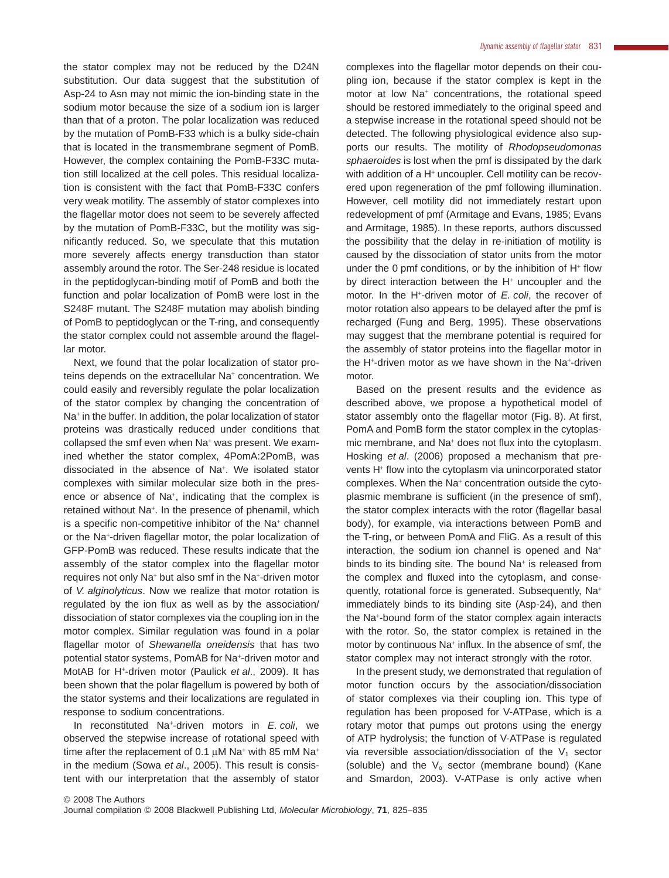the stator complex may not be reduced by the D24N substitution. Our data suggest that the substitution of Asp-24 to Asn may not mimic the ion-binding state in the sodium motor because the size of a sodium ion is larger than that of a proton. The polar localization was reduced by the mutation of PomB-F33 which is a bulky side-chain that is located in the transmembrane segment of PomB. However, the complex containing the PomB-F33C mutation still localized at the cell poles. This residual localization is consistent with the fact that PomB-F33C confers very weak motility. The assembly of stator complexes into the flagellar motor does not seem to be severely affected by the mutation of PomB-F33C, but the motility was significantly reduced. So, we speculate that this mutation more severely affects energy transduction than stator assembly around the rotor. The Ser-248 residue is located in the peptidoglycan-binding motif of PomB and both the function and polar localization of PomB were lost in the S248F mutant. The S248F mutation may abolish binding of PomB to peptidoglycan or the T-ring, and consequently the stator complex could not assemble around the flagellar motor.

Next, we found that the polar localization of stator proteins depends on the extracellular $Na^+$ concentration. We could easily and reversibly regulate the polar localization of the stator complex by changing the concentration of $Na^+$ in the buffer. In addition, the polar localization of stator proteins was drastically reduced under conditions that collapsed the smf even when $Na^+$ was present. We examined whether the stator complex, 4PomA:2PomB, was dissociated in the absence of $Na^+$. We isolated stator complexes with similar molecular size both in the presence or absence of $Na^+$, indicating that the complex is retained without $Na^+$. In the presence of phenamil, which is a specific non-competitive inhibitor of the $Na^+$ channel or the $Na^+$-driven flagellar motor, the polar localization of GFP-PomB was reduced. These results indicate that the assembly of the stator complex into the flagellar motor requires not only $Na^+$ but also smf in the $Na^+$-driven motor of *V. alginolyticus*. Now we realize that motor rotation is regulated by the ion flux as well as by the association/dissociation of stator complexes via the coupling ion in the motor complex. Similar regulation was found in a polar flagellar motor of *Shewanella oneidensis* that has two potential stator systems, PomAB for $Na^+$-driven motor and MotAB for $H^+$-driven motor (Paulick *et al*., 2009). It has been shown that the polar flagellum is powered by both of the stator systems and their localizations are regulated in response to sodium concentrations.

In reconstituted $Na^+$-driven motors in *E. coli*, we observed the stepwise increase of rotational speed with time after the replacement of 0.1 μM $Na^+$ with 85 mM $Na^+$ in the medium (Sowa *et al*., 2005). This result is consistent with our interpretation that the assembly of stator complexes into the flagellar motor depends on their coupling ion, because if the stator complex is kept in the motor at low $Na^+$ concentrations, the rotational speed should be restored immediately to the original speed and a stepwise increase in the rotational speed should not be detected. The following physiological evidence also supports our results. The motility of *Rhodopseudomonas sphaeroides* is lost when the pmf is dissipated by the dark with addition of a $H^+$ uncoupler. Cell motility can be recovered upon regeneration of the pmf following illumination. However, cell motility did not immediately restart upon redevelopment of pmf (Armitage and Evans, 1985; Evans and Armitage, 1985). In these reports, authors discussed the possibility that the delay in re-initiation of motility is caused by the dissociation of stator units from the motor under the 0 pmf conditions, or by the inhibition of $H^+$ flow by direct interaction between the $H^+$ uncoupler and the motor. In the $H^+$-driven motor of *E. coli*, the recover of motor rotation also appears to be delayed after the pmf is recharged (Fung and Berg, 1995). These observations may suggest that the membrane potential is required for the assembly of stator proteins into the flagellar motor in the $H^+$-driven motor as we have shown in the $Na^+$-driven motor.

Based on the present results and the evidence as described above, we propose a hypothetical model of stator assembly onto the flagellar motor (Fig. 8). At first, PomA and PomB form the stator complex in the cytoplasmic membrane, and $Na^+$ does not flux into the cytoplasm. Hosking *et al*. (2006) proposed a mechanism that prevents $H^+$ flow into the cytoplasm via unincorporated stator complexes. When the $Na^+$ concentration outside the cytoplasmic membrane is sufficient (in the presence of smf), the stator complex interacts with the rotor (flagellar basal body), for example, via interactions between PomB and the T-ring, or between PomA and FliG. As a result of this interaction, the sodium ion channel is opened and $Na^+$ binds to its binding site. The bound $Na^+$ is released from the complex and fluxed into the cytoplasm, and consequently, rotational force is generated. Subsequently, $Na^+$ immediately binds to its binding site (Asp-24), and then the $Na^+$-bound form of the stator complex again interacts with the rotor. So, the stator complex is retained in the motor by continuous $Na^+$ influx. In the absence of smf, the stator complex may not interact strongly with the rotor.

In the present study, we demonstrated that regulation of motor function occurs by the association/dissociation of stator complexes via their coupling ion. This type of regulation has been proposed for V-ATPase, which is a rotary motor that pumps out protons using the energy of ATP hydrolysis; the function of V-ATPase is regulated via reversible association/dissociation of the $V_1$ sector (soluble) and the $V_o$ sector (membrane bound) (Kane and Smardon, 2003). V-ATPase is only active when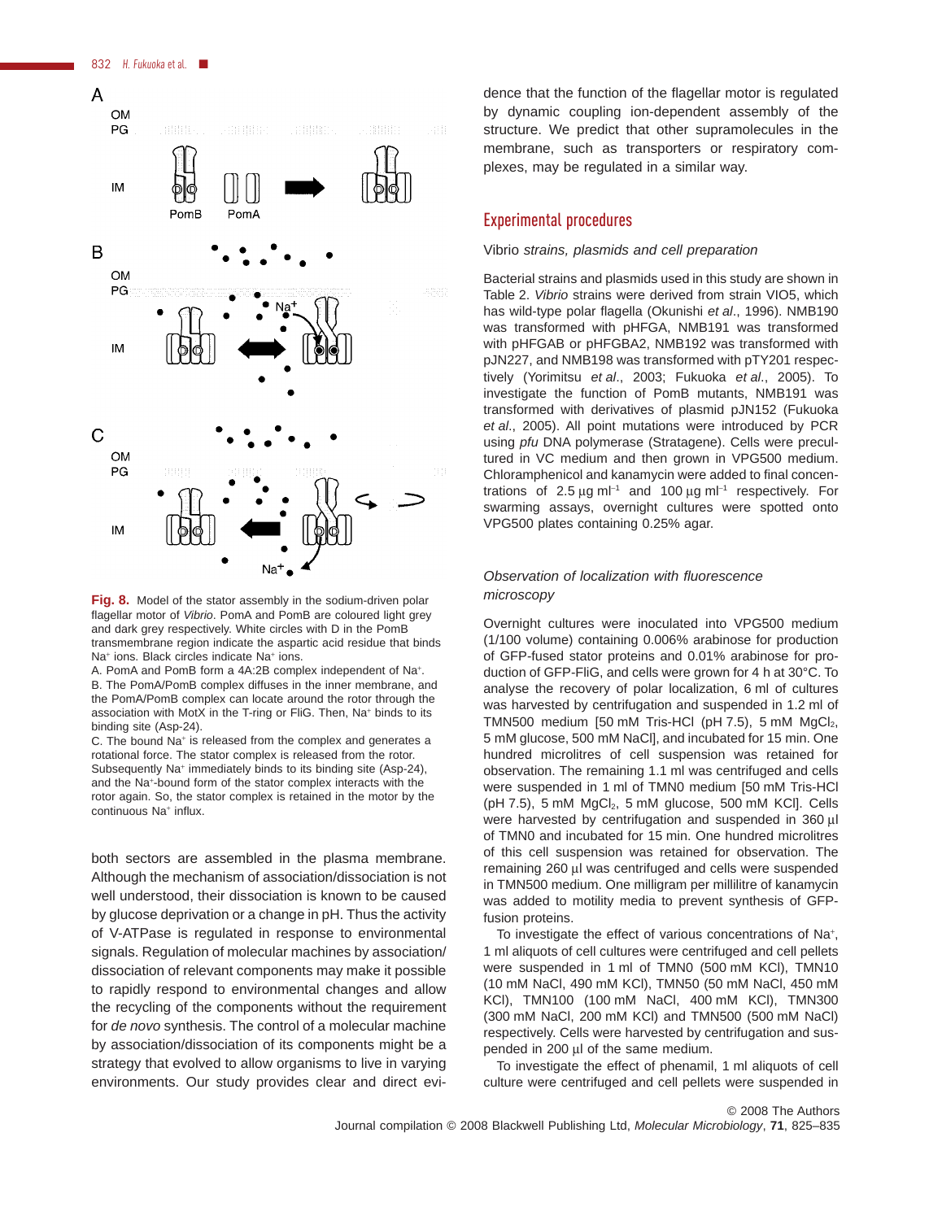**Fig. 8.** Model of the stator assembly in the sodium-driven polar flagellar motor of *Vibrio*. PomA and PomB are coloured light grey and dark grey respectively. White circles with D in the PomB transmembrane region indicate the aspartic acid residue that binds $Na^+$ ions. Black circles indicate $Na^+$ ions.

A. PomA and PomB form a 4A:2B complex independent of $Na^+$.

B. The PomA/PomB complex diffuses in the inner membrane, and the PomA/PomB complex can locate around the rotor through the association with MotX in the T-ring or FliG. Then, $Na^+$ binds to its binding site (Asp-24).

C. The bound $Na^+$ is released from the complex and generates a rotational force. The stator complex is released from the rotor. Subsequently $Na^+$ immediately binds to its binding site (Asp-24), and the $Na^+$-bound form of the stator complex interacts with the rotor again. So, the stator complex is retained in the motor by the continuous $Na^+$ influx.

both sectors are assembled in the plasma membrane. Although the mechanism of association/dissociation is not well understood, their dissociation is known to be caused by glucose deprivation or a change in pH. Thus the activity of V-ATPase is regulated in response to environmental signals. Regulation of molecular machines by association/dissociation of relevant components may make it possible to rapidly respond to environmental changes and allow the recycling of the components without the requirement for *de novo* synthesis. The control of a molecular machine by association/dissociation of its components might be a strategy that evolved to allow organisms to live in varying environments. Our study provides clear and direct evidence that the function of the flagellar motor is regulated by dynamic coupling ion-dependent assembly of the structure. We predict that other supramolecules in the membrane, such as transporters or respiratory complexes, may be regulated in a similar way.

## Experimental procedures

### *Vibrio strains, plasmids and cell preparation*

Bacterial strains and plasmids used in this study are shown in Table 2. *Vibrio* strains were derived from strain VIO5, which has wild-type polar flagella (Okunishi *et al*., 1996). NMB190 was transformed with pHFGA, NMB191 was transformed with pHFGAB or pHFGBA2, NMB192 was transformed with pJN227, and NMB198 was transformed with pTY201 respectively (Yorimitsu *et al*., 2003; Fukuoka *et al*., 2005). To investigate the function of PomB mutants, NMB191 was transformed with derivatives of plasmid pJN152 (Fukuoka *et al*., 2005). All point mutations were introduced by PCR using *pfu* DNA polymerase (Stratagene). Cells were precultured in VC medium and then grown in VPG500 medium. Chloramphenicol and kanamycin were added to final concentrations of 2.5 μg $ml^{-1}$ and 100 μg $ml^{-1}$ respectively. For swarming assays, overnight cultures were spotted onto VPG500 plates containing 0.25% agar.

### *Observation of localization with fluorescence microscopy*

Overnight cultures were inoculated into VPG500 medium (1/100 volume) containing 0.006% arabinose for production of GFP-fused stator proteins and 0.01% arabinose for production of GFP-FliG, and cells were grown for 4 h at 30°C. To analyse the recovery of polar localization, 6 ml of cultures was harvested by centrifugation and suspended in 1.2 ml of TMN500 medium [50 mM Tris-HCl (pH 7.5), 5 mM $MgCl_2$, 5 mM glucose, 500 mM NaCl], and incubated for 15 min. One hundred microlitres of cell suspension was retained for observation. The remaining 1.1 ml was centrifuged and cells were suspended in 1 ml of TMN0 medium [50 mM Tris-HCl (pH 7.5), 5 mM $MgCl_2$, 5 mM glucose, 500 mM KCl]. Cells were harvested by centrifugation and suspended in 360 μl of TMN0 and incubated for 15 min. One hundred microlitres of this cell suspension was retained for observation. The remaining 260 μl was centrifuged and cells were suspended in TMN500 medium. One milligram per millilitre of kanamycin was added to motility media to prevent synthesis of GFP-fusion proteins.

To investigate the effect of various concentrations of $Na^+$, 1 ml aliquots of cell cultures were centrifuged and cell pellets were suspended in 1 ml of TMN0 (500 mM KCl), TMN10 (10 mM NaCl, 490 mM KCl), TMN50 (50 mM NaCl, 450 mM KCl), TMN100 (100 mM NaCl, 400 mM KCl), TMN300 (300 mM NaCl, 200 mM KCl) and TMN500 (500 mM NaCl) respectively. Cells were harvested by centrifugation and suspended in 200 μl of the same medium.

To investigate the effect of phenamil, 1 ml aliquots of cell culture were centrifuged and cell pellets were suspended in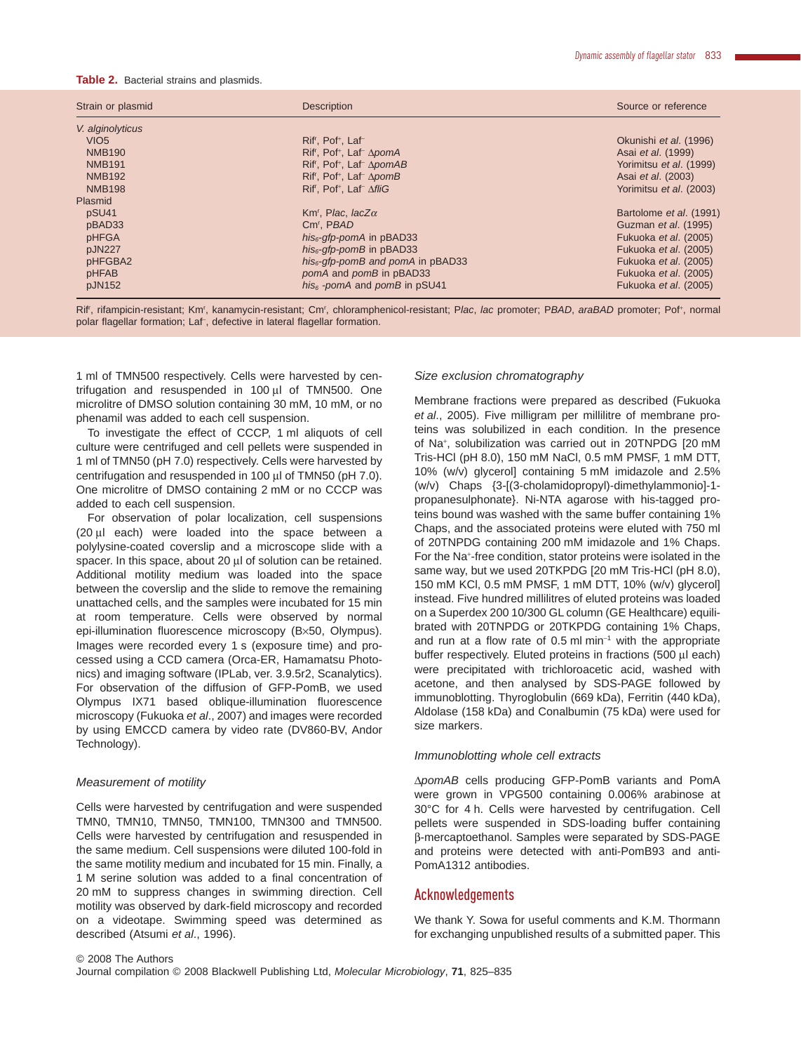**Table 2.** Bacterial strains and plasmids.

| Strain or plasmid | Description | Source or reference |
|---|---|---|
| *V. alginolyticus* | | |
| VIO5 | $Rif^r$, $Pof^+$, $Laf^-$ | Okunishi *et al*. (1996) |
| NMB190 | $Rif^r$, $Pof^+$, $Laf^-$ Δ*pomA* | Asai *et al*. (1999) |
| NMB191 | $Rif^r$, $Pof^+$, $Laf^-$ Δ*pomAB* | Yorimitsu *et al*. (1999) |
| NMB192 | $Rif^r$, $Pof^+$, $Laf^-$ Δ*pomB* | Asai *et al*. (2003) |
| NMB198 | $Rif^r$, $Pof^+$, $Laf^-$ Δ*fliG* | Yorimitsu *et al*. (2003) |
| Plasmid | | |
| pSU41 | $Km^r$, P*lac*, *lacZα* | Bartolome *et al*. (1991) |
| pBAD33 | $Cm^r$, P*BAD* | Guzman *et al*. (1995) |
| pHFGA | *$his_6$-gfp-pomA* in pBAD33 | Fukuoka *et al*. (2005) |
| pJN227 | *$his_6$-gfp-pomB* in pBAD33 | Fukuoka *et al*. (2005) |
| pHFGBA2 | *$his_6$-gfp-pomB and pomA* in pBAD33 | Fukuoka *et al*. (2005) |
| pHFAB | *pomA* and *pomB* in pBAD33 | Fukuoka *et al*. (2005) |
| pJN152 | *$his_6$ -pomA* and *pomB* in pSU41 | Fukuoka *et al*. (2005) |

$Rif^r$, rifampicin-resistant; $Km^r$, kanamycin-resistant; $Cm^r$, chloramphenicol-resistant; P*lac*, *lac* promoter; P*BAD*, *araBAD* promoter; $Pof^+$, normal polar flagellar formation; $Laf^-$, defective in lateral flagellar formation.

1 ml of TMN500 respectively. Cells were harvested by centrifugation and resuspended in 100 μl of TMN500. One microlitre of DMSO solution containing 30 mM, 10 mM, or no phenamil was added to each cell suspension.

To investigate the effect of CCCP, 1 ml aliquots of cell culture were centrifuged and cell pellets were suspended in 1 ml of TMN50 (pH 7.0) respectively. Cells were harvested by centrifugation and resuspended in 100 μl of TMN50 (pH 7.0). One microlitre of DMSO containing 2 mM or no CCCP was added to each cell suspension.

For observation of polar localization, cell suspensions (20 μl each) were loaded into the space between a polylysine-coated coverslip and a microscope slide with a spacer. In this space, about 20 μl of solution can be retained. Additional motility medium was loaded into the space between the coverslip and the slide to remove the remaining unattached cells, and the samples were incubated for 15 min at room temperature. Cells were observed by normal epi-illumination fluorescence microscopy (B×50, Olympus). Images were recorded every 1 s (exposure time) and processed using a CCD camera (Orca-ER, Hamamatsu Photonics) and imaging software (IPLab, ver. 3.9.5r2, Scanalytics). For observation of the diffusion of GFP-PomB, we used Olympus IX71 based oblique-illumination fluorescence microscopy (Fukuoka *et al*., 2007) and images were recorded by using EMCCD camera by video rate (DV860-BV, Andor Technology).

### *Measurement of motility*

Cells were harvested by centrifugation and were suspended TMN0, TMN10, TMN50, TMN100, TMN300 and TMN500. Cells were harvested by centrifugation and resuspended in the same medium. Cell suspensions were diluted 100-fold in the same motility medium and incubated for 15 min. Finally, a 1 M serine solution was added to a final concentration of 20 mM to suppress changes in swimming direction. Cell motility was observed by dark-field microscopy and recorded on a videotape. Swimming speed was determined as described (Atsumi *et al*., 1996).

### *Size exclusion chromatography*

Membrane fractions were prepared as described (Fukuoka *et al*., 2005). Five milligram per millilitre of membrane proteins was solubilized in each condition. In the presence of $Na^+$, solubilization was carried out in 20TNPDG [20 mM Tris-HCl (pH 8.0), 150 mM NaCl, 0.5 mM PMSF, 1 mM DTT, 10% (w/v) glycerol] containing 5 mM imidazole and 2.5% (w/v) Chaps {3-[(3-cholamidopropyl)-dimethylammonio]-1-propanesulphonate}. Ni-NTA agarose with his-tagged proteins bound was washed with the same buffer containing 1% Chaps, and the associated proteins were eluted with 750 ml of 20TNPDG containing 200 mM imidazole and 1% Chaps. For the $Na^+$-free condition, stator proteins were isolated in the same way, but we used 20TKPDG [20 mM Tris-HCl (pH 8.0), 150 mM KCl, 0.5 mM PMSF, 1 mM DTT, 10% (w/v) glycerol] instead. Five hundred millilitres of eluted proteins was loaded on a Superdex 200 10/300 GL column (GE Healthcare) equilibrated with 20TNPDG or 20TKPDG containing 1% Chaps, and run at a flow rate of 0.5 ml $min^{-1}$ with the appropriate buffer respectively. Eluted proteins in fractions (500 μl each) were precipitated with trichloroacetic acid, washed with acetone, and then analysed by SDS-PAGE followed by immunoblotting. Thyroglobulin (669 kDa), Ferritin (440 kDa), Aldolase (158 kDa) and Conalbumin (75 kDa) were used for size markers.

### *Immunoblotting whole cell extracts*

Δ*pomAB* cells producing GFP-PomB variants and PomA were grown in VPG500 containing 0.006% arabinose at 30°C for 4 h. Cells were harvested by centrifugation. Cell pellets were suspended in SDS-loading buffer containing β-mercaptoethanol. Samples were separated by SDS-PAGE and proteins were detected with anti-PomB93 and anti-PomA1312 antibodies.

## Acknowledgements

We thank Y. Sowa for useful comments and K.M. Thormann for exchanging unpublished results of a submitted paper. This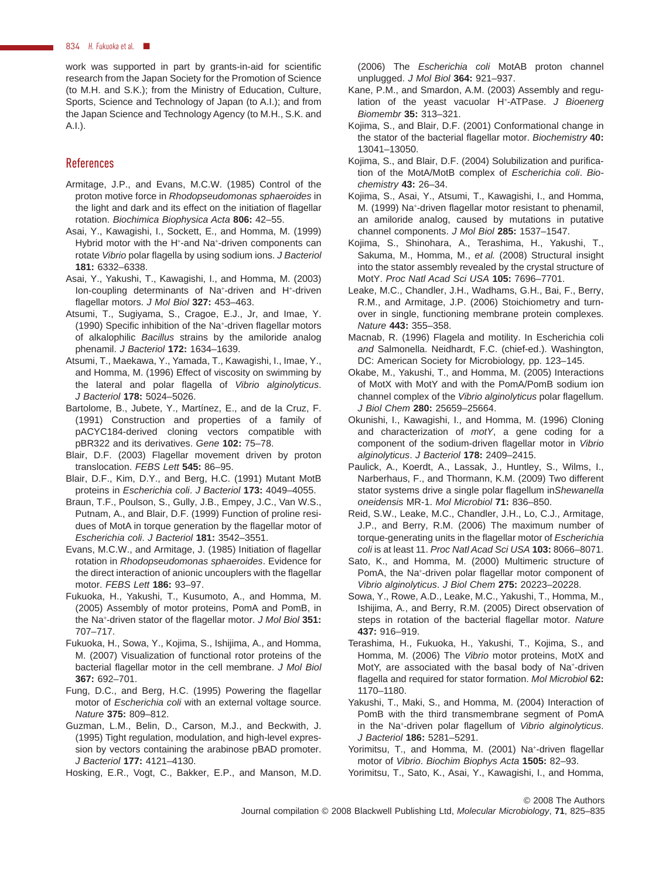work was supported in part by grants-in-aid for scientific research from the Japan Society for the Promotion of Science (to M.H. and S.K.); from the Ministry of Education, Culture, Sports, Science and Technology of Japan (to A.I.); and from the Japan Science and Technology Agency (to M.H., S.K. and A.I.).

## References

Armitage, J.P., and Evans, M.C.W. (1985) Control of the proton motive force in *Rhodopseudomonas sphaeroides* in the light and dark and its effect on the initiation of flagellar rotation. *Biochimica Biophysica Acta* **806:** 42–55.

Asai, Y., Kawagishi, I., Sockett, E., and Homma, M. (1999) Hybrid motor with the $H^+$-and $Na^+$-driven components can rotate *Vibrio* polar flagella by using sodium ions. *J Bacteriol* **181:** 6332–6338.

Asai, Y., Yakushi, T., Kawagishi, I., and Homma, M. (2003) Ion-coupling determinants of $Na^+$-driven and $H^+$-driven flagellar motors. *J Mol Biol* **327:** 453–463.

Atsumi, T., Sugiyama, S., Cragoe, E.J., Jr, and Imae, Y. (1990) Specific inhibition of the $Na^+$-driven flagellar motors of alkalophilic *Bacillus* strains by the amiloride analog phenamil. *J Bacteriol* **172:** 1634–1639.

Atsumi, T., Maekawa, Y., Yamada, T., Kawagishi, I., Imae, Y., and Homma, M. (1996) Effect of viscosity on swimming by the lateral and polar flagella of *Vibrio alginolyticus*. *J Bacteriol* **178:** 5024–5026.

Bartolome, B., Jubete, Y., Martínez, E., and de la Cruz, F. (1991) Construction and properties of a family of pACYC184-derived cloning vectors compatible with pBR322 and its derivatives. *Gene* **102:** 75–78.

Blair, D.F. (2003) Flagellar movement driven by proton translocation. *FEBS Lett* **545:** 86–95.

Blair, D.F., Kim, D.Y., and Berg, H.C. (1991) Mutant MotB proteins in *Escherichia coli*. *J Bacteriol* **173:** 4049–4055.

Braun, T.F., Poulson, S., Gully, J.B., Empey, J.C., Van W.S., Putnam, A., and Blair, D.F. (1999) Function of proline residues of MotA in torque generation by the flagellar motor of *Escherichia coli*. *J Bacteriol* **181:** 3542–3551.

Evans, M.C.W., and Armitage, J. (1985) Initiation of flagellar rotation in *Rhodopseudomonas sphaeroides*. Evidence for the direct interaction of anionic uncouplers with the flagellar motor. *FEBS Lett* **186:** 93–97.

Fukuoka, H., Yakushi, T., Kusumoto, A., and Homma, M. (2005) Assembly of motor proteins, PomA and PomB, in the $Na^+$-driven stator of the flagellar motor. *J Mol Biol* **351:** 707–717.

Fukuoka, H., Sowa, Y., Kojima, S., Ishijima, A., and Homma, M. (2007) Visualization of functional rotor proteins of the bacterial flagellar motor in the cell membrane. *J Mol Biol* **367:** 692–701.

Fung, D.C., and Berg, H.C. (1995) Powering the flagellar motor of *Escherichia coli* with an external voltage source. *Nature* **375:** 809–812.

Guzman, L.M., Belin, D., Carson, M.J., and Beckwith, J. (1995) Tight regulation, modulation, and high-level expression by vectors containing the arabinose pBAD promoter. *J Bacteriol* **177:** 4121–4130.

Hosking, E.R., Vogt, C., Bakker, E.P., and Manson, M.D. (2006) The *Escherichia coli* MotAB proton channel unplugged. *J Mol Biol* **364:** 921–937.

Kane, P.M., and Smardon, A.M. (2003) Assembly and regulation of the yeast vacuolar $H^+$-ATPase. *J Bioenerg Biomembr* **35:** 313–321.

Kojima, S., and Blair, D.F. (2001) Conformational change in the stator of the bacterial flagellar motor. *Biochemistry* **40:** 13041–13050.

Kojima, S., and Blair, D.F. (2004) Solubilization and purification of the MotA/MotB complex of *Escherichia coli*. *Biochemistry* **43:** 26–34.

Kojima, S., Asai, Y., Atsumi, T., Kawagishi, I., and Homma, M. (1999) $Na^+$-driven flagellar motor resistant to phenamil, an amiloride analog, caused by mutations in putative channel components. *J Mol Biol* **285:** 1537–1547.

Kojima, S., Shinohara, A., Terashima, H., Yakushi, T., Sakuma, M., Homma, M., *et al.* (2008) Structural insight into the stator assembly revealed by the crystal structure of MotY. *Proc Natl Acad Sci USA* **105:** 7696–7701.

Leake, M.C., Chandler, J.H., Wadhams, G.H., Bai, F., Berry, R.M., and Armitage, J.P. (2006) Stoichiometry and turnover in single, functioning membrane protein complexes. *Nature* **443:** 355–358.

Macnab, R. (1996) Flagela and motility. In Escherichia coli *and* Salmonella. Neidhardt, F.C. (chief-ed.). Washington, DC: American Society for Microbiology, pp. 123–145.

Okabe, M., Yakushi, T., and Homma, M. (2005) Interactions of MotX with MotY and with the PomA/PomB sodium ion channel complex of the *Vibrio alginolyticus* polar flagellum. *J Biol Chem* **280:** 25659–25664.

Okunishi, I., Kawagishi, I., and Homma, M. (1996) Cloning and characterization of *motY*, a gene coding for a component of the sodium-driven flagellar motor in *Vibrio alginolyticus*. *J Bacteriol* **178:** 2409–2415.

Paulick, A., Koerdt, A., Lassak, J., Huntley, S., Wilms, I., Narberhaus, F., and Thormann, K.M. (2009) Two different stator systems drive a single polar flagellum in*Shewanella oneidensis* MR-1. *Mol Microbiol* **71:** 836–850.

Reid, S.W., Leake, M.C., Chandler, J.H., Lo, C.J., Armitage, J.P., and Berry, R.M. (2006) The maximum number of torque-generating units in the flagellar motor of *Escherichia coli* is at least 11. *Proc Natl Acad Sci USA* **103:** 8066–8071.

Sato, K., and Homma, M. (2000) Multimeric structure of PomA, the $Na^+$-driven polar flagellar motor component of *Vibrio alginolyticus*. *J Biol Chem* **275:** 20223–20228.

Sowa, Y., Rowe, A.D., Leake, M.C., Yakushi, T., Homma, M., Ishijima, A., and Berry, R.M. (2005) Direct observation of steps in rotation of the bacterial flagellar motor. *Nature* **437:** 916–919.

Terashima, H., Fukuoka, H., Yakushi, T., Kojima, S., and Homma, M. (2006) The *Vibrio* motor proteins, MotX and MotY, are associated with the basal body of $Na^+$-driven flagella and required for stator formation. *Mol Microbiol* **62:** 1170–1180.

Yakushi, T., Maki, S., and Homma, M. (2004) Interaction of PomB with the third transmembrane segment of PomA in the $Na^+$-driven polar flagellum of *Vibrio alginolyticus*. *J Bacteriol* **186:** 5281–5291.

Yorimitsu, T., and Homma, M. (2001) $Na^+$-driven flagellar motor of *Vibrio*. *Biochim Biophys Acta* **1505:** 82–93.

Yorimitsu, T., Sato, K., Asai, Y., Kawagishi, I., and Homma,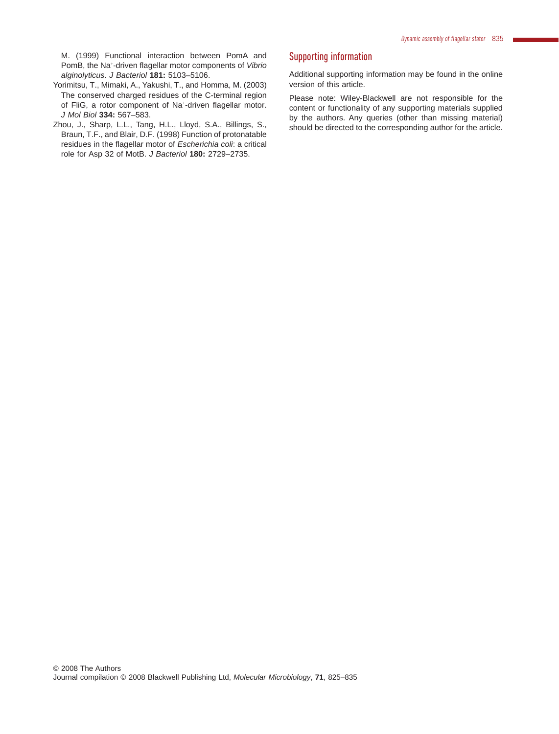M. (1999) Functional interaction between PomA and PomB, the $Na^+$-driven flagellar motor components of *Vibrio alginolyticus*. *J Bacteriol* **181:** 5103–5106.

Yorimitsu, T., Mimaki, A., Yakushi, T., and Homma, M. (2003) The conserved charged residues of the C-terminal region of FliG, a rotor component of $Na^+$-driven flagellar motor. *J Mol Biol* **334:** 567–583.

Zhou, J., Sharp, L.L., Tang, H.L., Lloyd, S.A., Billings, S., Braun, T.F., and Blair, D.F. (1998) Function of protonatable residues in the flagellar motor of *Escherichia coli*: a critical role for Asp 32 of MotB. *J Bacteriol* **180:** 2729–2735.

## Supporting information

Additional supporting information may be found in the online version of this article.

Please note: Wiley-Blackwell are not responsible for the content or functionality of any supporting materials supplied by the authors. Any queries (other than missing material) should be directed to the corresponding author for the article.